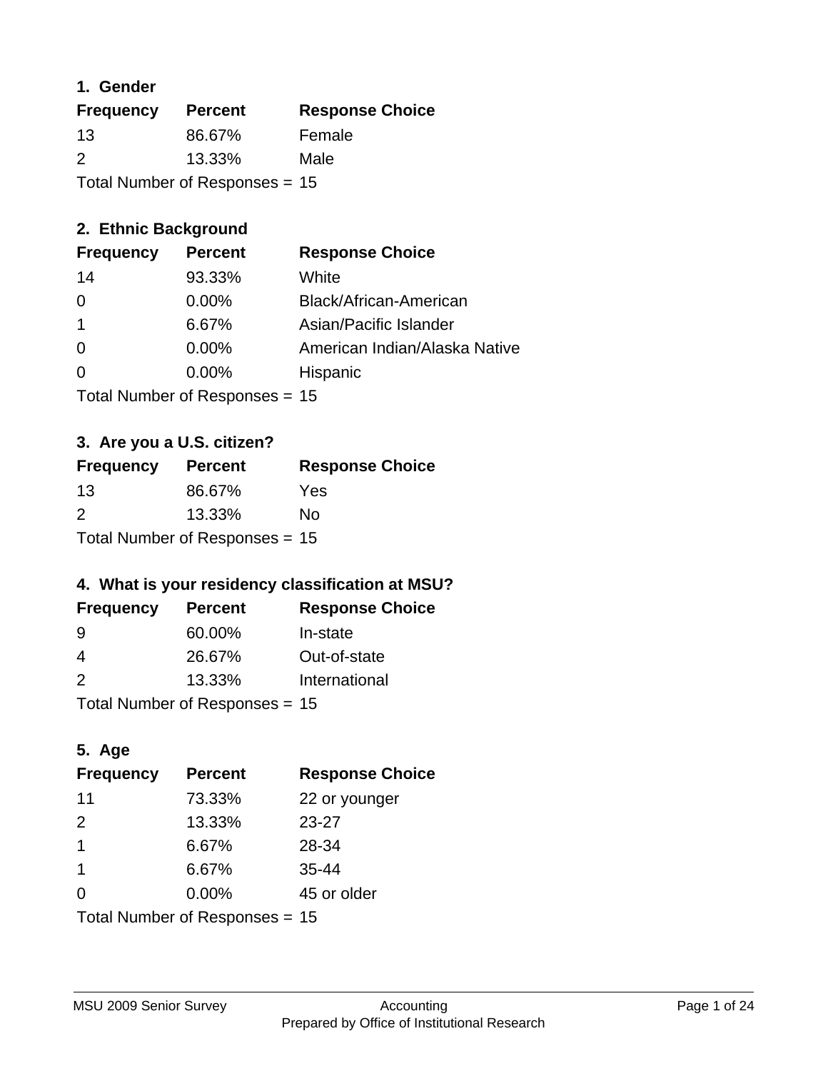## 1. Gender

| Frequency | Percent | Response Choice |
|---|---|---|
| 13 | 86.67% | Female |
| 2 | 13.33% | Male |

Total Number of Responses = 15

## 2. Ethnic Background

| Frequency | Percent | Response Choice |
|---|---|---|
| 14 | 93.33% | White |
| 0 | 0.00% | Black/African-American |
| 1 | 6.67% | Asian/Pacific Islander |
| 0 | 0.00% | American Indian/Alaska Native |
| 0 | 0.00% | Hispanic |

Total Number of Responses = 15

## 3. Are you a U.S. citizen?

| Frequency | Percent | Response Choice |
|---|---|---|
| 13 | 86.67% | Yes |
| 2 | 13.33% | No |

Total Number of Responses = 15

## 4. What is your residency classification at MSU?

| Frequency | Percent | Response Choice |
|---|---|---|
| 9 | 60.00% | In-state |
| 4 | 26.67% | Out-of-state |
| 2 | 13.33% | International |

Total Number of Responses = 15

## 5. Age

| Frequency | Percent | Response Choice |
|---|---|---|
| 11 | 73.33% | 22 or younger |
| 2 | 13.33% | 23-27 |
| 1 | 6.67% | 28-34 |
| 1 | 6.67% | 35-44 |
| 0 | 0.00% | 45 or older |

Total Number of Responses = 15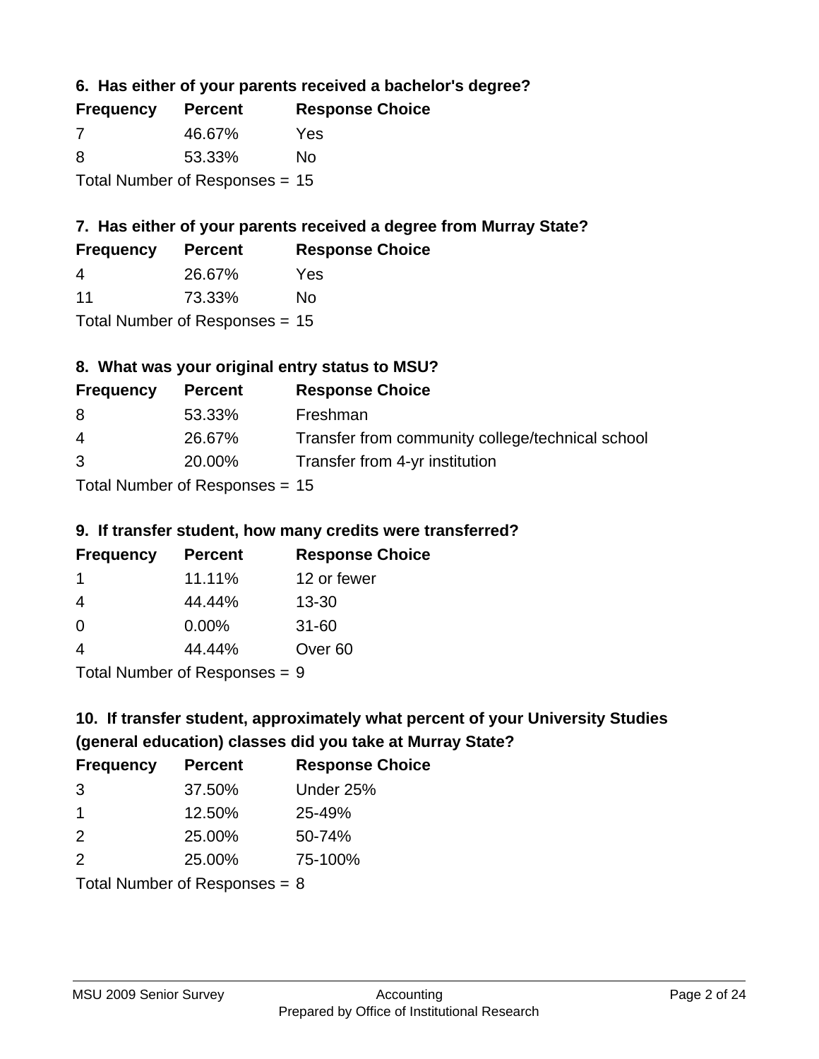### 6. Has either of your parents received a bachelor's degree?

| Frequency | Percent | Response Choice |
|---|---|---|
| 7 | 46.67% | Yes |
| 8 | 53.33% | No |

Total Number of Responses = 15

### 7. Has either of your parents received a degree from Murray State?

| Frequency | Percent | Response Choice |
|---|---|---|
| 4 | 26.67% | Yes |
| 11 | 73.33% | No |

Total Number of Responses = 15

### 8. What was your original entry status to MSU?

| Frequency | Percent | Response Choice |
|---|---|---|
| 8 | 53.33% | Freshman |
| 4 | 26.67% | Transfer from community college/technical school |
| 3 | 20.00% | Transfer from 4-yr institution |

Total Number of Responses = 15

### 9. If transfer student, how many credits were transferred?

| Frequency | Percent | Response Choice |
|---|---|---|
| 1 | 11.11% | 12 or fewer |
| 4 | 44.44% | 13-30 |
| 0 | 0.00% | 31-60 |
| 4 | 44.44% | Over 60 |

Total Number of Responses = 9

### 10. If transfer student, approximately what percent of your University Studies (general education) classes did you take at Murray State?

| Frequency | Percent | Response Choice |
|---|---|---|
| 3 | 37.50% | Under 25% |
| 1 | 12.50% | 25-49% |
| 2 | 25.00% | 50-74% |
| 2 | 25.00% | 75-100% |

Total Number of Responses = 8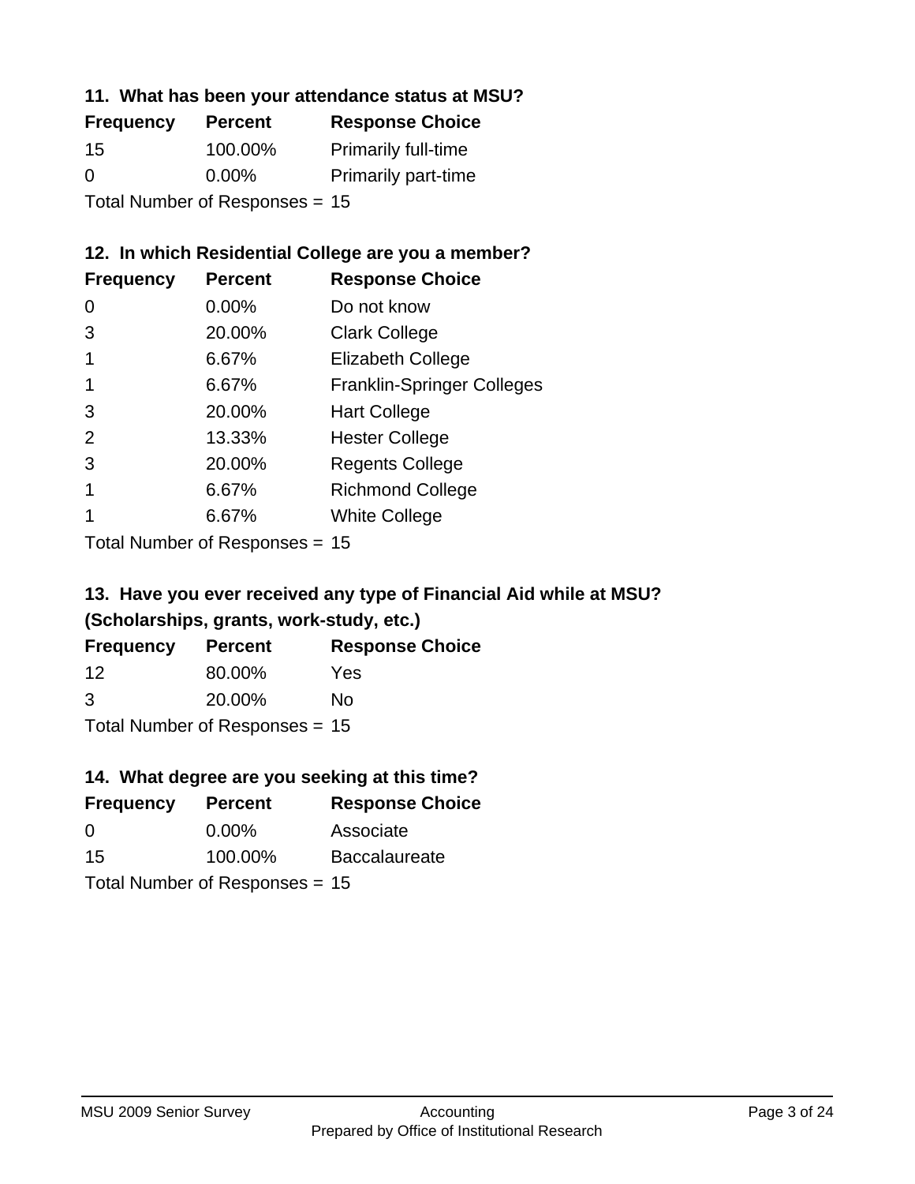### 11. What has been your attendance status at MSU?

| Frequency | Percent | Response Choice |
| --- | --- | --- |
| 15 | 100.00% | Primarily full-time |
| 0 | 0.00% | Primarily part-time |

Total Number of Responses = 15

### 12. In which Residential College are you a member?

| Frequency | Percent | Response Choice |
| --- | --- | --- |
| 0 | 0.00% | Do not know |
| 3 | 20.00% | Clark College |
| 1 | 6.67% | Elizabeth College |
| 1 | 6.67% | Franklin-Springer Colleges |
| 3 | 20.00% | Hart College |
| 2 | 13.33% | Hester College |
| 3 | 20.00% | Regents College |
| 1 | 6.67% | Richmond College |
| 1 | 6.67% | White College |

Total Number of Responses = 15

### 13. Have you ever received any type of Financial Aid while at MSU? (Scholarships, grants, work-study, etc.)

| Frequency | Percent | Response Choice |
| --- | --- | --- |
| 12 | 80.00% | Yes |
| 3 | 20.00% | No |

Total Number of Responses = 15

### 14. What degree are you seeking at this time?

| Frequency | Percent | Response Choice |
| --- | --- | --- |
| 0 | 0.00% | Associate |
| 15 | 100.00% | Baccalaureate |

Total Number of Responses = 15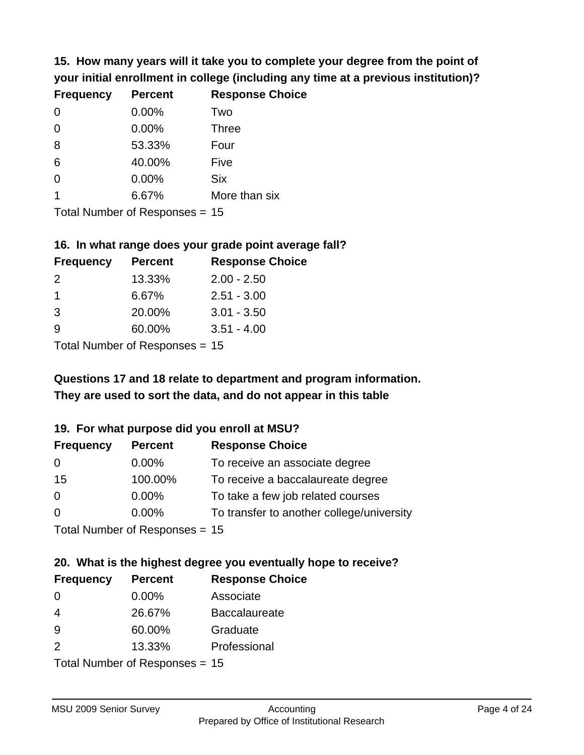**15. How many years will it take you to complete your degree from the point of your initial enrollment in college (including any time at a previous institution)?**

| Frequency | Percent | Response Choice |
|---|---|---|
| 0 | 0.00% | Two |
| 0 | 0.00% | Three |
| 8 | 53.33% | Four |
| 6 | 40.00% | Five |
| 0 | 0.00% | Six |
| 1 | 6.67% | More than six |

Total Number of Responses = 15

**16. In what range does your grade point average fall?**

| Frequency | Percent | Response Choice |
|---|---|---|
| 2 | 13.33% | 2.00 - 2.50 |
| 1 | 6.67% | 2.51 - 3.00 |
| 3 | 20.00% | 3.01 - 3.50 |
| 9 | 60.00% | 3.51 - 4.00 |

Total Number of Responses = 15

**Questions 17 and 18 relate to department and program information. They are used to sort the data, and do not appear in this table**

**19. For what purpose did you enroll at MSU?**

| Frequency | Percent | Response Choice |
|---|---|---|
| 0 | 0.00% | To receive an associate degree |
| 15 | 100.00% | To receive a baccalaureate degree |
| 0 | 0.00% | To take a few job related courses |
| 0 | 0.00% | To transfer to another college/university |

Total Number of Responses = 15

**20. What is the highest degree you eventually hope to receive?**

| Frequency | Percent | Response Choice |
|---|---|---|
| 0 | 0.00% | Associate |
| 4 | 26.67% | Baccalaureate |
| 9 | 60.00% | Graduate |
| 2 | 13.33% | Professional |

Total Number of Responses = 15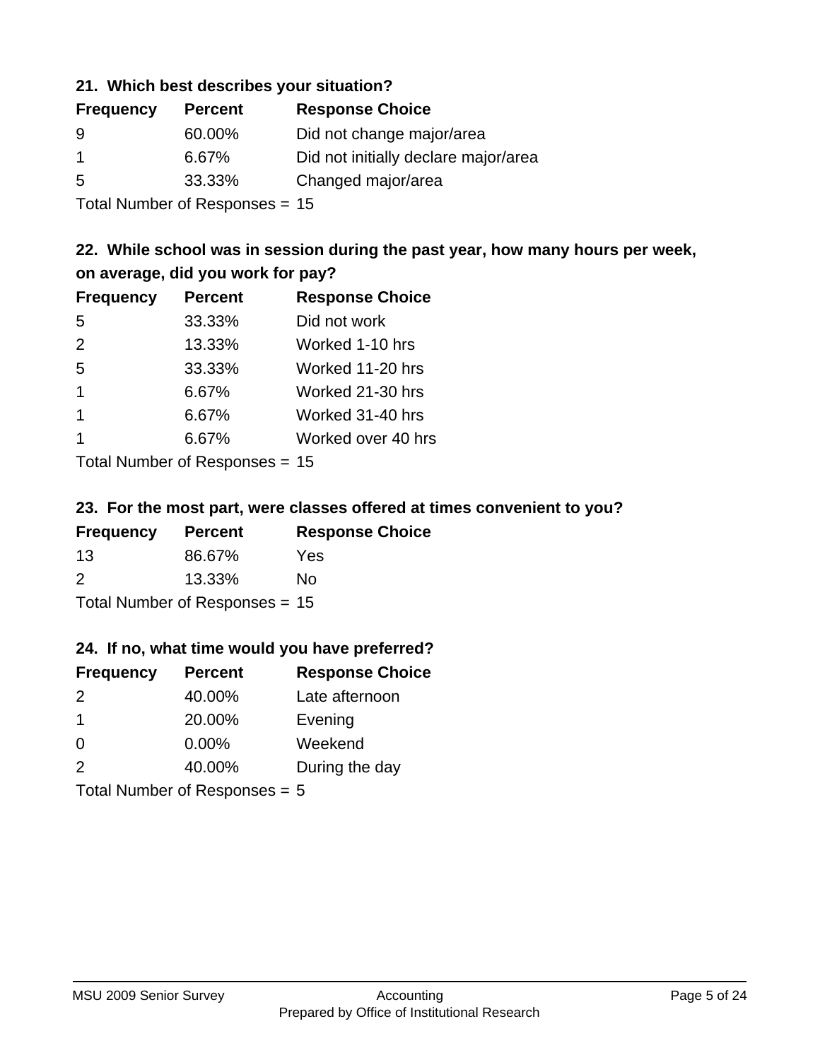### 21. Which best describes your situation?

| Frequency | Percent | Response Choice |
|---|---|---|
| 9 | 60.00% | Did not change major/area |
| 1 | 6.67% | Did not initially declare major/area |
| 5 | 33.33% | Changed major/area |

Total Number of Responses = 15

### 22. While school was in session during the past year, how many hours per week, on average, did you work for pay?

| Frequency | Percent | Response Choice |
|---|---|---|
| 5 | 33.33% | Did not work |
| 2 | 13.33% | Worked 1-10 hrs |
| 5 | 33.33% | Worked 11-20 hrs |
| 1 | 6.67% | Worked 21-30 hrs |
| 1 | 6.67% | Worked 31-40 hrs |
| 1 | 6.67% | Worked over 40 hrs |

Total Number of Responses = 15

### 23. For the most part, were classes offered at times convenient to you?

| Frequency | Percent | Response Choice |
|---|---|---|
| 13 | 86.67% | Yes |
| 2 | 13.33% | No |

Total Number of Responses = 15

### 24. If no, what time would you have preferred?

| Frequency | Percent | Response Choice |
|---|---|---|
| 2 | 40.00% | Late afternoon |
| 1 | 20.00% | Evening |
| 0 | 0.00% | Weekend |
| 2 | 40.00% | During the day |

Total Number of Responses = 5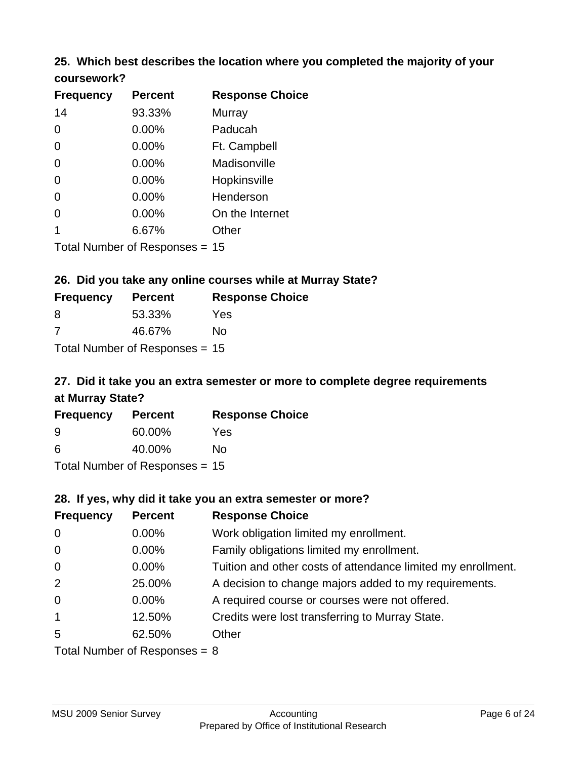### 25. Which best describes the location where you completed the majority of your coursework?

| Frequency | Percent | Response Choice |
|---|---|---|
| 14 | 93.33% | Murray |
| 0 | 0.00% | Paducah |
| 0 | 0.00% | Ft. Campbell |
| 0 | 0.00% | Madisonville |
| 0 | 0.00% | Hopkinsville |
| 0 | 0.00% | Henderson |
| 0 | 0.00% | On the Internet |
| 1 | 6.67% | Other |

Total Number of Responses = 15

### 26. Did you take any online courses while at Murray State?

| Frequency | Percent | Response Choice |
|---|---|---|
| 8 | 53.33% | Yes |
| 7 | 46.67% | No |

Total Number of Responses = 15

### 27. Did it take you an extra semester or more to complete degree requirements at Murray State?

| Frequency | Percent | Response Choice |
|---|---|---|
| 9 | 60.00% | Yes |
| 6 | 40.00% | No |

Total Number of Responses = 15

### 28. If yes, why did it take you an extra semester or more?

| Frequency | Percent | Response Choice |
|---|---|---|
| 0 | 0.00% | Work obligation limited my enrollment. |
| 0 | 0.00% | Family obligations limited my enrollment. |
| 0 | 0.00% | Tuition and other costs of attendance limited my enrollment. |
| 2 | 25.00% | A decision to change majors added to my requirements. |
| 0 | 0.00% | A required course or courses were not offered. |
| 1 | 12.50% | Credits were lost transferring to Murray State. |
| 5 | 62.50% | Other |

Total Number of Responses = 8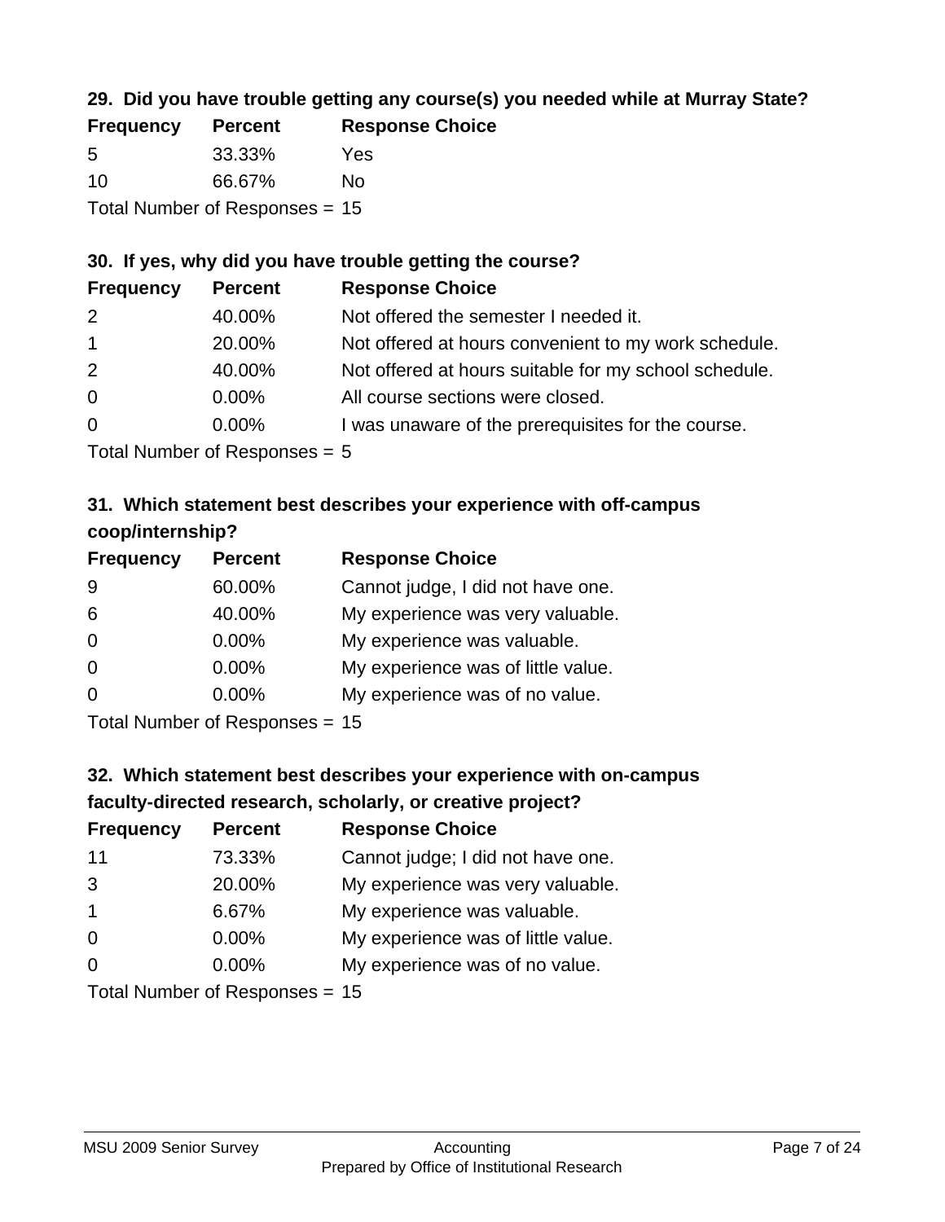### 29. Did you have trouble getting any course(s) you needed while at Murray State?

| Frequency | Percent | Response Choice |
|---|---|---|
| 5 | 33.33% | Yes |
| 10 | 66.67% | No |

Total Number of Responses = 15

### 30. If yes, why did you have trouble getting the course?

| Frequency | Percent | Response Choice |
|---|---|---|
| 2 | 40.00% | Not offered the semester I needed it. |
| 1 | 20.00% | Not offered at hours convenient to my work schedule. |
| 2 | 40.00% | Not offered at hours suitable for my school schedule. |
| 0 | 0.00% | All course sections were closed. |
| 0 | 0.00% | I was unaware of the prerequisites for the course. |

Total Number of Responses = 5

### 31. Which statement best describes your experience with off-campus coop/internship?

| Frequency | Percent | Response Choice |
|---|---|---|
| 9 | 60.00% | Cannot judge, I did not have one. |
| 6 | 40.00% | My experience was very valuable. |
| 0 | 0.00% | My experience was valuable. |
| 0 | 0.00% | My experience was of little value. |
| 0 | 0.00% | My experience was of no value. |

Total Number of Responses = 15

### 32. Which statement best describes your experience with on-campus faculty-directed research, scholarly, or creative project?

| Frequency | Percent | Response Choice |
|---|---|---|
| 11 | 73.33% | Cannot judge; I did not have one. |
| 3 | 20.00% | My experience was very valuable. |
| 1 | 6.67% | My experience was valuable. |
| 0 | 0.00% | My experience was of little value. |
| 0 | 0.00% | My experience was of no value. |

Total Number of Responses = 15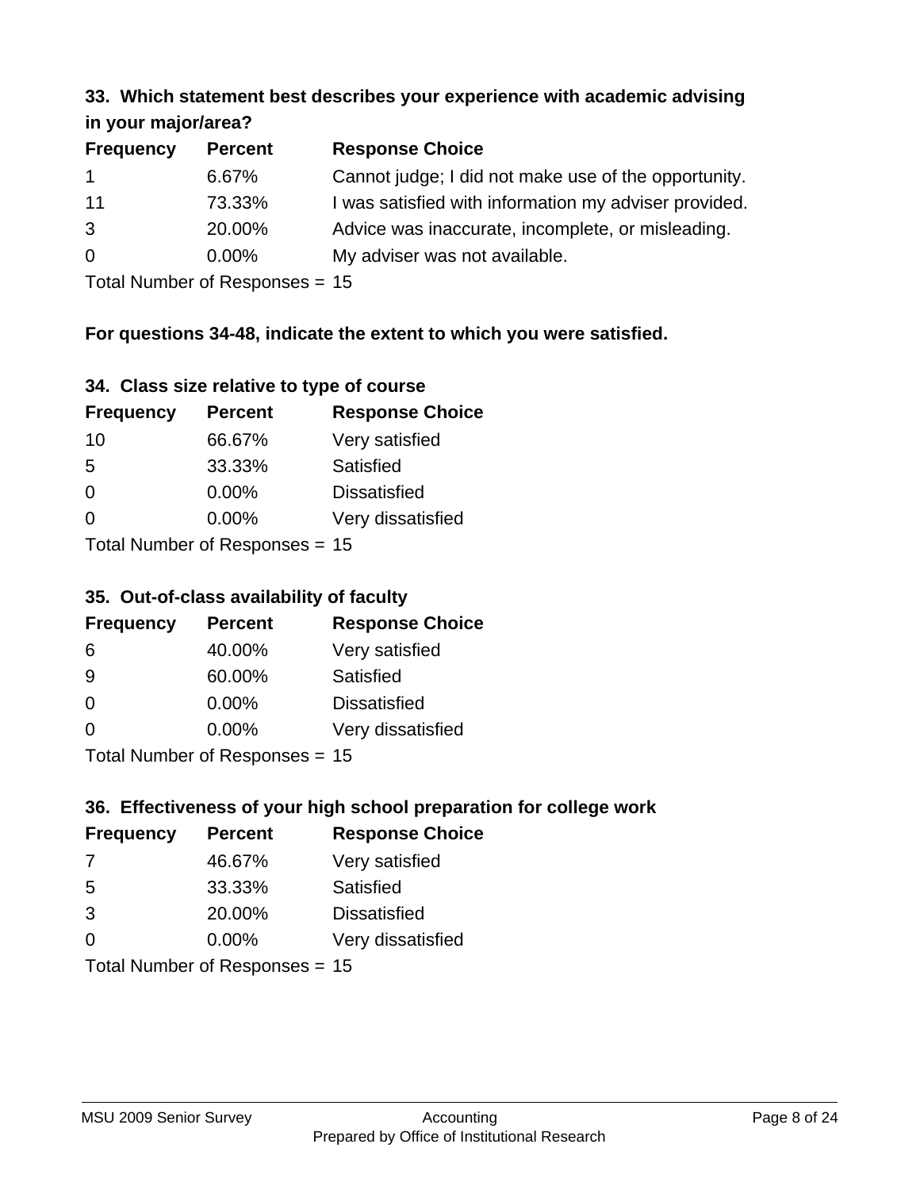### 33. Which statement best describes your experience with academic advising in your major/area?

| Frequency | Percent | Response Choice |
| --- | --- | --- |
| 1 | 6.67% | Cannot judge; I did not make use of the opportunity. |
| 11 | 73.33% | I was satisfied with information my adviser provided. |
| 3 | 20.00% | Advice was inaccurate, incomplete, or misleading. |
| 0 | 0.00% | My adviser was not available. |

Total Number of Responses = 15

**For questions 34-48, indicate the extent to which you were satisfied.**

### 34. Class size relative to type of course

| Frequency | Percent | Response Choice |
| --- | --- | --- |
| 10 | 66.67% | Very satisfied |
| 5 | 33.33% | Satisfied |
| 0 | 0.00% | Dissatisfied |
| 0 | 0.00% | Very dissatisfied |

Total Number of Responses = 15

### 35. Out-of-class availability of faculty

| Frequency | Percent | Response Choice |
| --- | --- | --- |
| 6 | 40.00% | Very satisfied |
| 9 | 60.00% | Satisfied |
| 0 | 0.00% | Dissatisfied |
| 0 | 0.00% | Very dissatisfied |

Total Number of Responses = 15

### 36. Effectiveness of your high school preparation for college work

| Frequency | Percent | Response Choice |
| --- | --- | --- |
| 7 | 46.67% | Very satisfied |
| 5 | 33.33% | Satisfied |
| 3 | 20.00% | Dissatisfied |
| 0 | 0.00% | Very dissatisfied |

Total Number of Responses = 15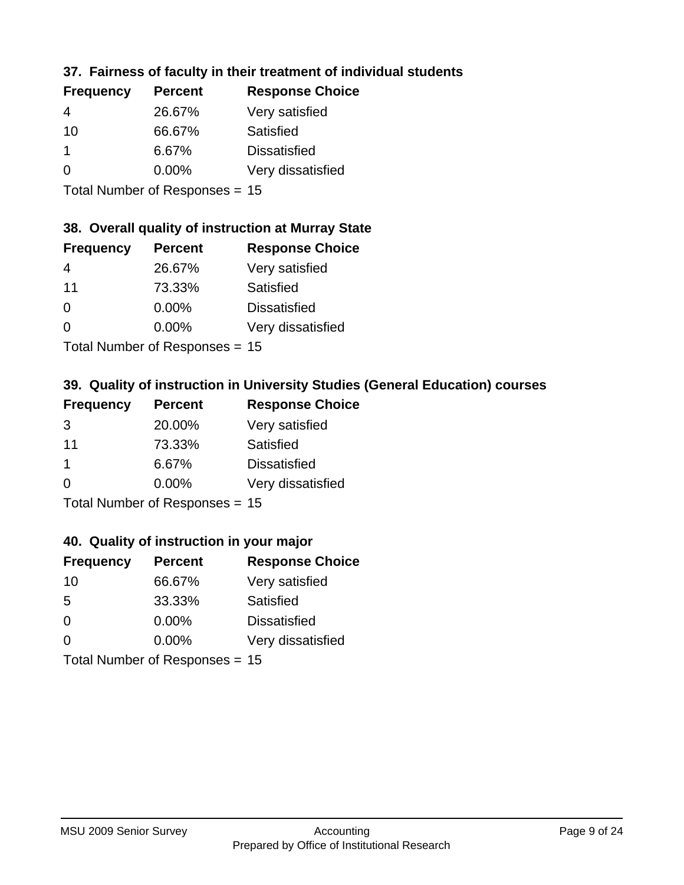### 37. Fairness of faculty in their treatment of individual students

| Frequency | Percent | Response Choice |
|---|---|---|
| 4 | 26.67% | Very satisfied |
| 10 | 66.67% | Satisfied |
| 1 | 6.67% | Dissatisfied |
| 0 | 0.00% | Very dissatisfied |

Total Number of Responses = 15

### 38. Overall quality of instruction at Murray State

| Frequency | Percent | Response Choice |
|---|---|---|
| 4 | 26.67% | Very satisfied |
| 11 | 73.33% | Satisfied |
| 0 | 0.00% | Dissatisfied |
| 0 | 0.00% | Very dissatisfied |

Total Number of Responses = 15

### 39. Quality of instruction in University Studies (General Education) courses

| Frequency | Percent | Response Choice |
|---|---|---|
| 3 | 20.00% | Very satisfied |
| 11 | 73.33% | Satisfied |
| 1 | 6.67% | Dissatisfied |
| 0 | 0.00% | Very dissatisfied |

Total Number of Responses = 15

### 40. Quality of instruction in your major

| Frequency | Percent | Response Choice |
|---|---|---|
| 10 | 66.67% | Very satisfied |
| 5 | 33.33% | Satisfied |
| 0 | 0.00% | Dissatisfied |
| 0 | 0.00% | Very dissatisfied |

Total Number of Responses = 15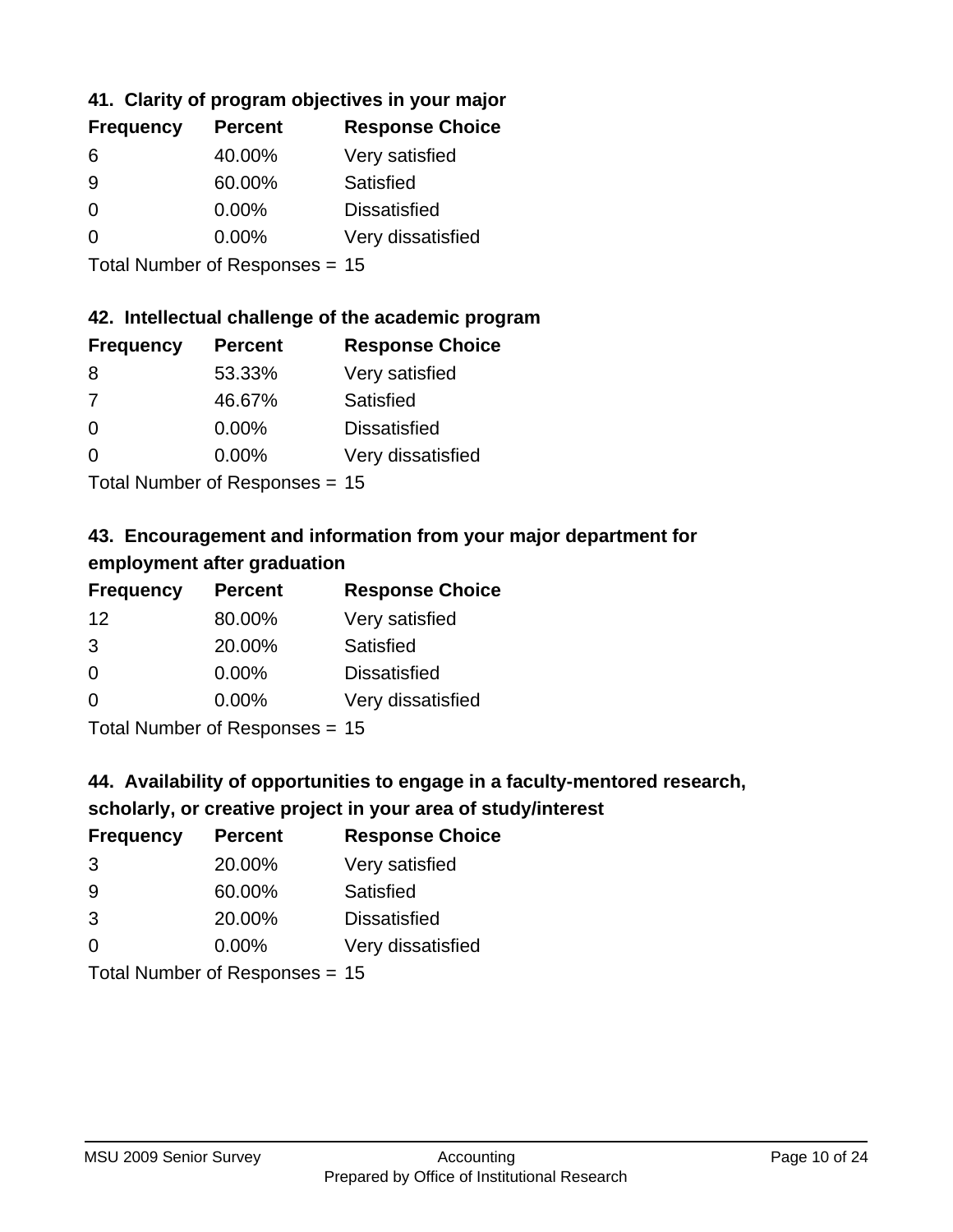### 41. Clarity of program objectives in your major

| Frequency | Percent | Response Choice |
| --- | --- | --- |
| 6 | 40.00% | Very satisfied |
| 9 | 60.00% | Satisfied |
| 0 | 0.00% | Dissatisfied |
| 0 | 0.00% | Very dissatisfied |

Total Number of Responses = 15

### 42. Intellectual challenge of the academic program

| Frequency | Percent | Response Choice |
| --- | --- | --- |
| 8 | 53.33% | Very satisfied |
| 7 | 46.67% | Satisfied |
| 0 | 0.00% | Dissatisfied |
| 0 | 0.00% | Very dissatisfied |

Total Number of Responses = 15

### 43. Encouragement and information from your major department for employment after graduation

| Frequency | Percent | Response Choice |
| --- | --- | --- |
| 12 | 80.00% | Very satisfied |
| 3 | 20.00% | Satisfied |
| 0 | 0.00% | Dissatisfied |
| 0 | 0.00% | Very dissatisfied |

Total Number of Responses = 15

### 44. Availability of opportunities to engage in a faculty-mentored research, scholarly, or creative project in your area of study/interest

| Frequency | Percent | Response Choice |
| --- | --- | --- |
| 3 | 20.00% | Very satisfied |
| 9 | 60.00% | Satisfied |
| 3 | 20.00% | Dissatisfied |
| 0 | 0.00% | Very dissatisfied |

Total Number of Responses = 15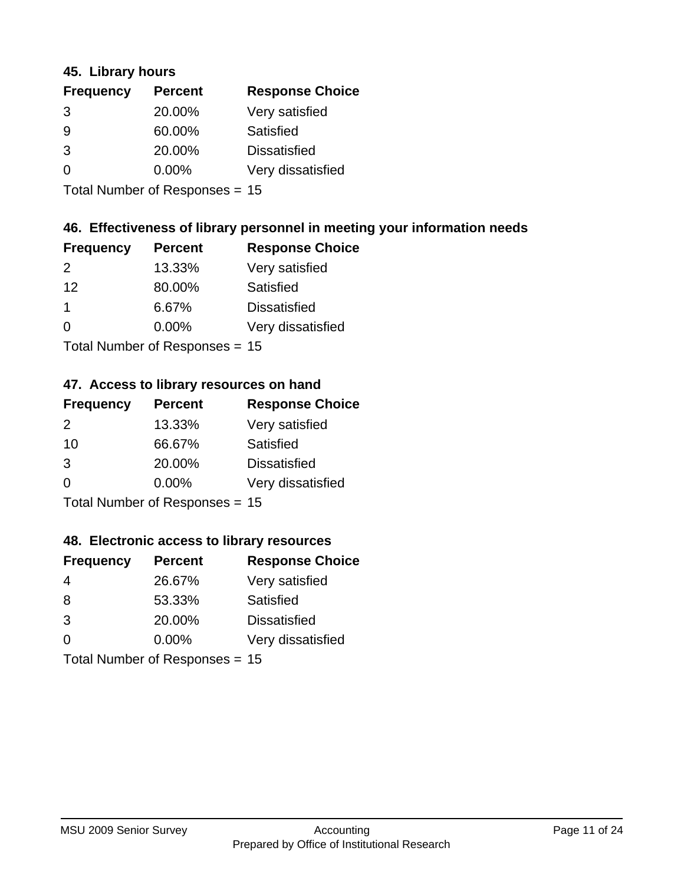### 45. Library hours

| Frequency | Percent | Response Choice |
| --- | --- | --- |
| 3 | 20.00% | Very satisfied |
| 9 | 60.00% | Satisfied |
| 3 | 20.00% | Dissatisfied |
| 0 | 0.00% | Very dissatisfied |

Total Number of Responses = 15

### 46. Effectiveness of library personnel in meeting your information needs

| Frequency | Percent | Response Choice |
| --- | --- | --- |
| 2 | 13.33% | Very satisfied |
| 12 | 80.00% | Satisfied |
| 1 | 6.67% | Dissatisfied |
| 0 | 0.00% | Very dissatisfied |

Total Number of Responses = 15

### 47. Access to library resources on hand

| Frequency | Percent | Response Choice |
| --- | --- | --- |
| 2 | 13.33% | Very satisfied |
| 10 | 66.67% | Satisfied |
| 3 | 20.00% | Dissatisfied |
| 0 | 0.00% | Very dissatisfied |

Total Number of Responses = 15

### 48. Electronic access to library resources

| Frequency | Percent | Response Choice |
| --- | --- | --- |
| 4 | 26.67% | Very satisfied |
| 8 | 53.33% | Satisfied |
| 3 | 20.00% | Dissatisfied |
| 0 | 0.00% | Very dissatisfied |

Total Number of Responses = 15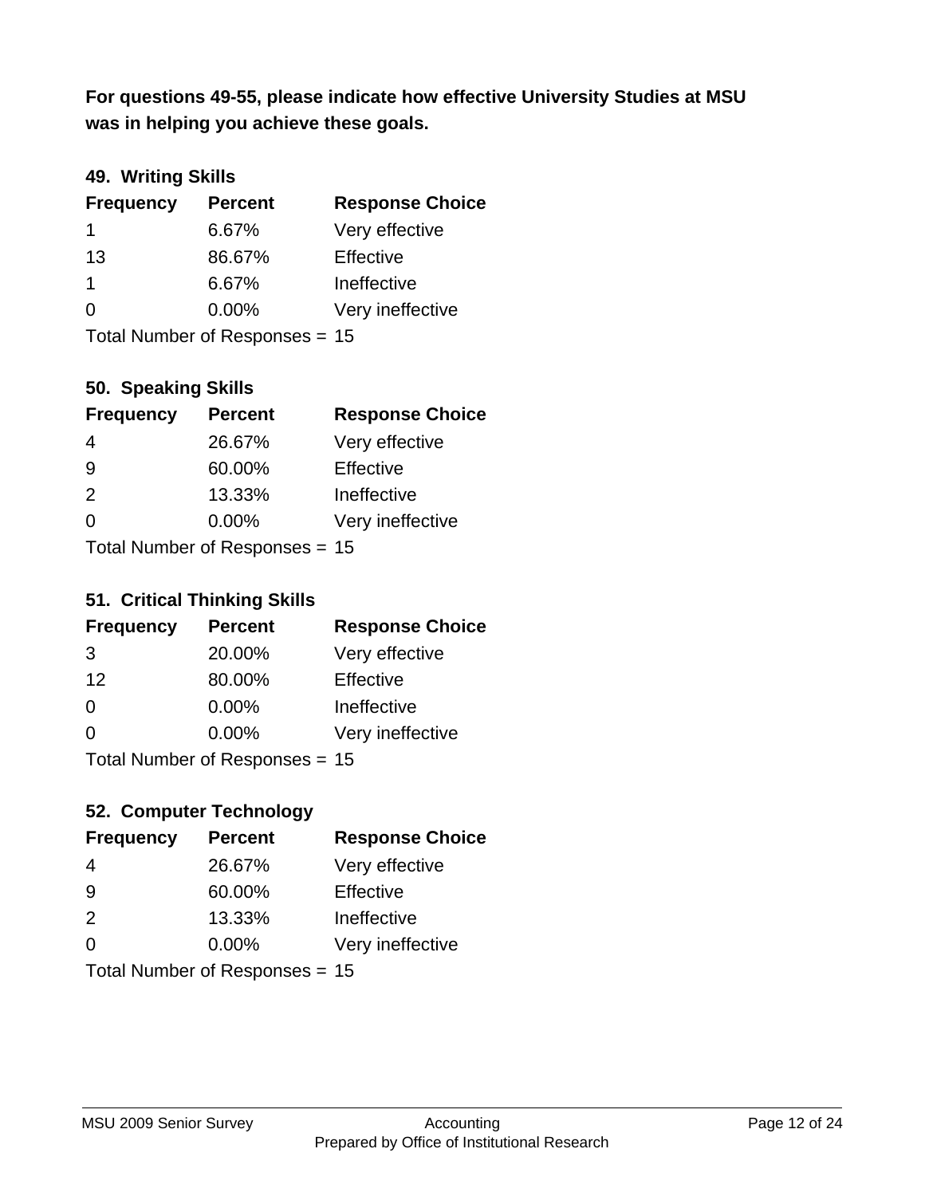**For questions 49-55, please indicate how effective University Studies at MSU was in helping you achieve these goals.**

### 49. Writing Skills

| Frequency | Percent | Response Choice |
|---|---|---|
| 1 | 6.67% | Very effective |
| 13 | 86.67% | Effective |
| 1 | 6.67% | Ineffective |
| 0 | 0.00% | Very ineffective |

Total Number of Responses = 15

### 50. Speaking Skills

| Frequency | Percent | Response Choice |
|---|---|---|
| 4 | 26.67% | Very effective |
| 9 | 60.00% | Effective |
| 2 | 13.33% | Ineffective |
| 0 | 0.00% | Very ineffective |

Total Number of Responses = 15

### 51. Critical Thinking Skills

| Frequency | Percent | Response Choice |
|---|---|---|
| 3 | 20.00% | Very effective |
| 12 | 80.00% | Effective |
| 0 | 0.00% | Ineffective |
| 0 | 0.00% | Very ineffective |

Total Number of Responses = 15

### 52. Computer Technology

| Frequency | Percent | Response Choice |
|---|---|---|
| 4 | 26.67% | Very effective |
| 9 | 60.00% | Effective |
| 2 | 13.33% | Ineffective |
| 0 | 0.00% | Very ineffective |

Total Number of Responses = 15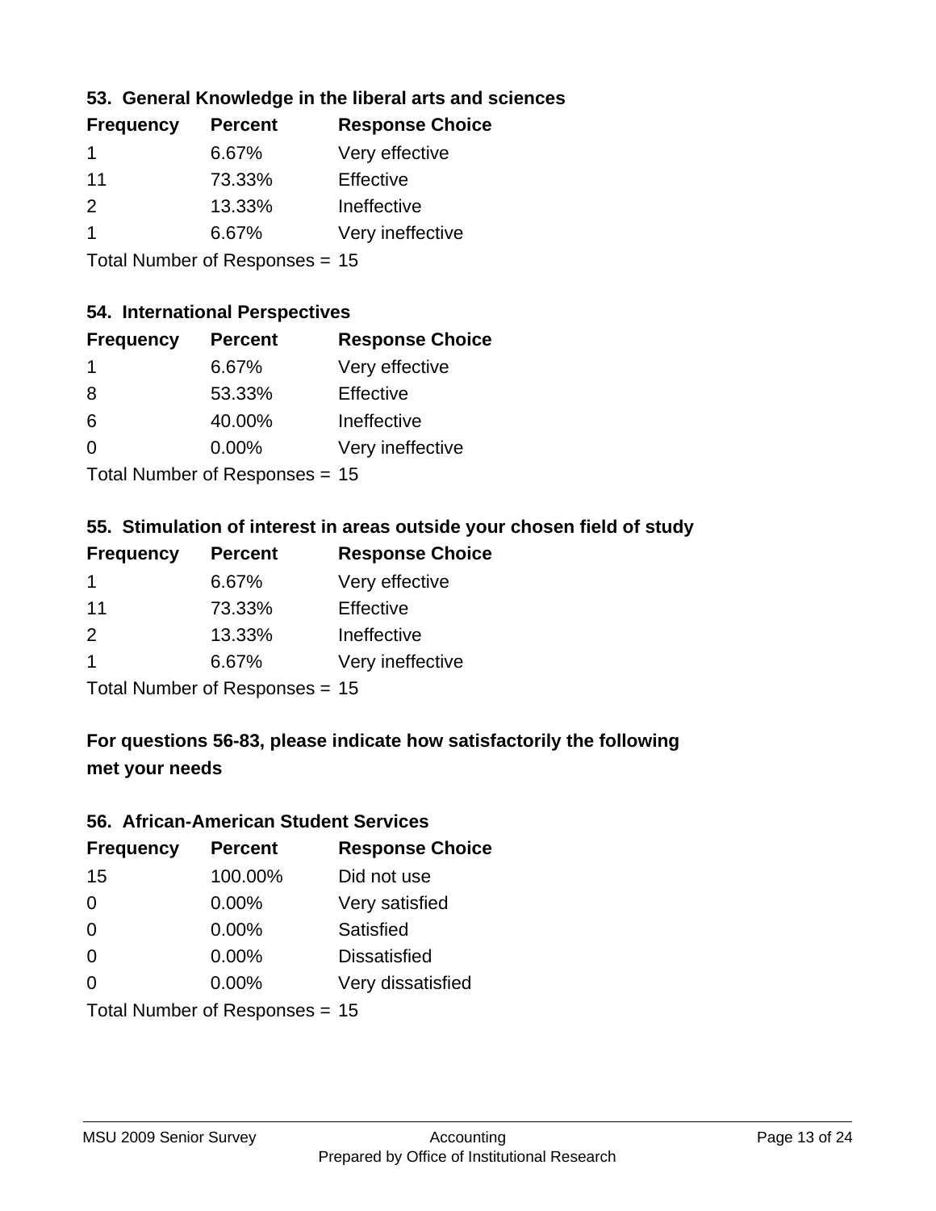### 53. General Knowledge in the liberal arts and sciences

| Frequency | Percent | Response Choice |
|---|---|---|
| 1 | 6.67% | Very effective |
| 11 | 73.33% | Effective |
| 2 | 13.33% | Ineffective |
| 1 | 6.67% | Very ineffective |

Total Number of Responses = 15

### 54. International Perspectives

| Frequency | Percent | Response Choice |
|---|---|---|
| 1 | 6.67% | Very effective |
| 8 | 53.33% | Effective |
| 6 | 40.00% | Ineffective |
| 0 | 0.00% | Very ineffective |

Total Number of Responses = 15

### 55. Stimulation of interest in areas outside your chosen field of study

| Frequency | Percent | Response Choice |
|---|---|---|
| 1 | 6.67% | Very effective |
| 11 | 73.33% | Effective |
| 2 | 13.33% | Ineffective |
| 1 | 6.67% | Very ineffective |

Total Number of Responses = 15

### For questions 56-83, please indicate how satisfactorily the following met your needs

### 56. African-American Student Services

| Frequency | Percent | Response Choice |
|---|---|---|
| 15 | 100.00% | Did not use |
| 0 | 0.00% | Very satisfied |
| 0 | 0.00% | Satisfied |
| 0 | 0.00% | Dissatisfied |
| 0 | 0.00% | Very dissatisfied |

Total Number of Responses = 15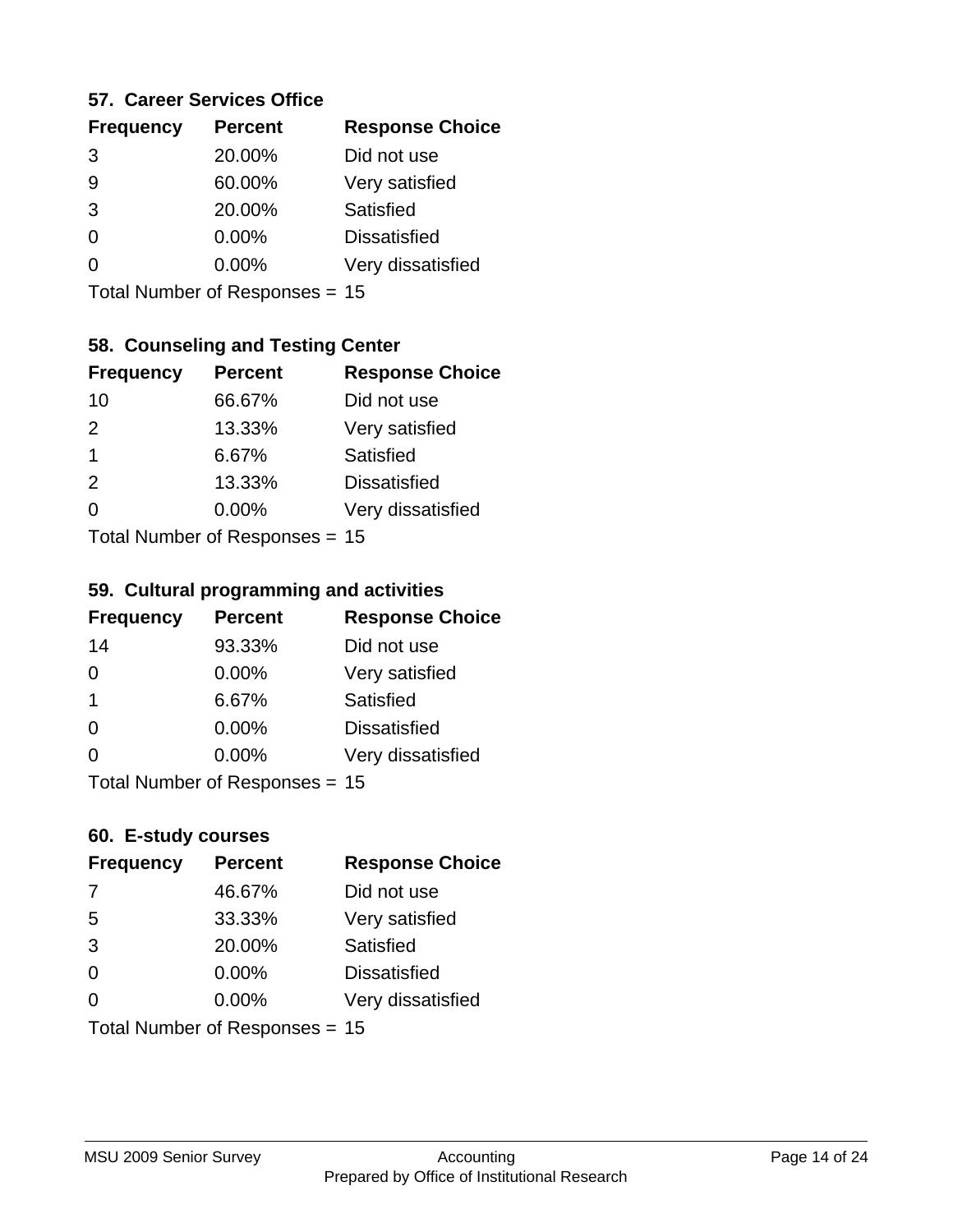### 57. Career Services Office

| Frequency | Percent | Response Choice |
|---|---|---|
| 3 | 20.00% | Did not use |
| 9 | 60.00% | Very satisfied |
| 3 | 20.00% | Satisfied |
| 0 | 0.00% | Dissatisfied |
| 0 | 0.00% | Very dissatisfied |

Total Number of Responses = 15

### 58. Counseling and Testing Center

| Frequency | Percent | Response Choice |
|---|---|---|
| 10 | 66.67% | Did not use |
| 2 | 13.33% | Very satisfied |
| 1 | 6.67% | Satisfied |
| 2 | 13.33% | Dissatisfied |
| 0 | 0.00% | Very dissatisfied |

Total Number of Responses = 15

### 59. Cultural programming and activities

| Frequency | Percent | Response Choice |
|---|---|---|
| 14 | 93.33% | Did not use |
| 0 | 0.00% | Very satisfied |
| 1 | 6.67% | Satisfied |
| 0 | 0.00% | Dissatisfied |
| 0 | 0.00% | Very dissatisfied |

Total Number of Responses = 15

### 60. E-study courses

| Frequency | Percent | Response Choice |
|---|---|---|
| 7 | 46.67% | Did not use |
| 5 | 33.33% | Very satisfied |
| 3 | 20.00% | Satisfied |
| 0 | 0.00% | Dissatisfied |
| 0 | 0.00% | Very dissatisfied |

Total Number of Responses = 15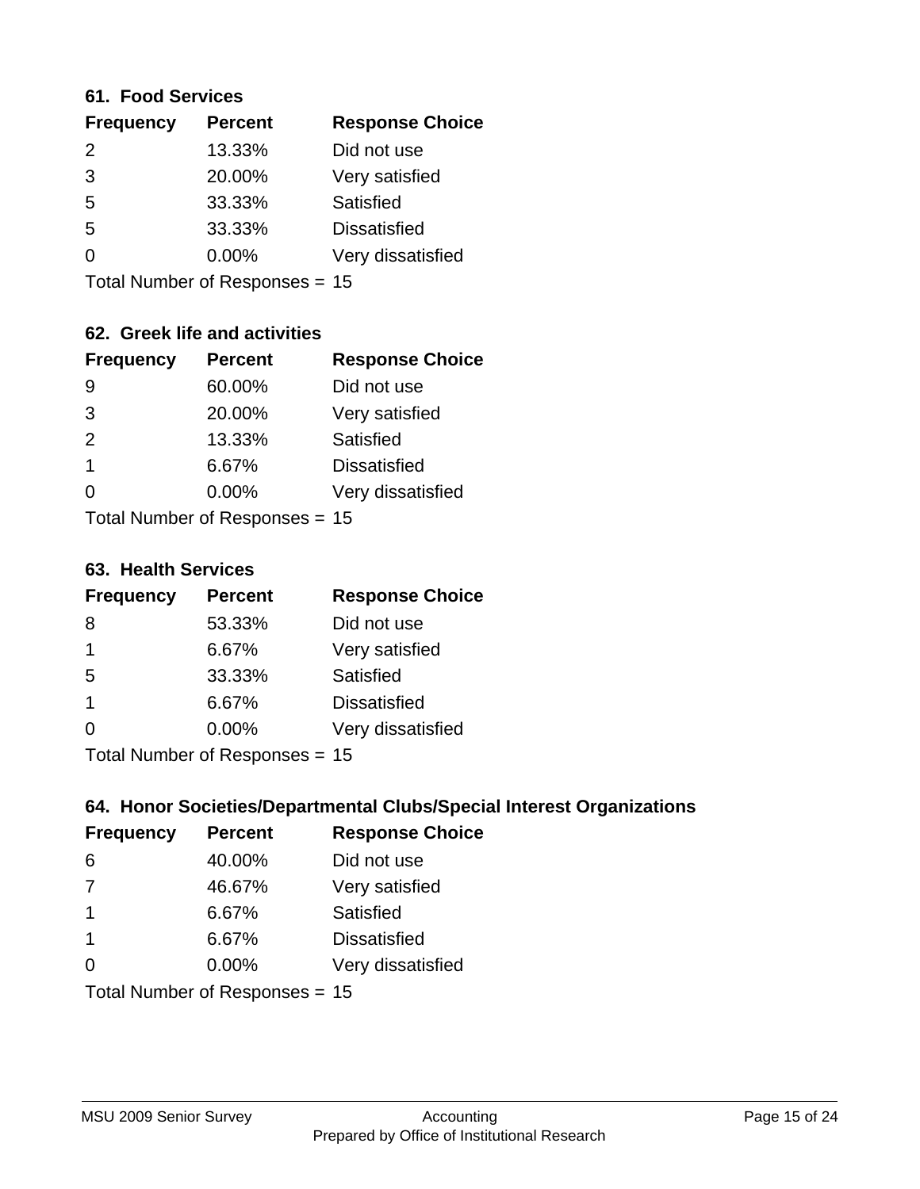### 61. Food Services

| Frequency | Percent | Response Choice |
|---|---|---|
| 2 | 13.33% | Did not use |
| 3 | 20.00% | Very satisfied |
| 5 | 33.33% | Satisfied |
| 5 | 33.33% | Dissatisfied |
| 0 | 0.00% | Very dissatisfied |

Total Number of Responses = 15

### 62. Greek life and activities

| Frequency | Percent | Response Choice |
|---|---|---|
| 9 | 60.00% | Did not use |
| 3 | 20.00% | Very satisfied |
| 2 | 13.33% | Satisfied |
| 1 | 6.67% | Dissatisfied |
| 0 | 0.00% | Very dissatisfied |

Total Number of Responses = 15

### 63. Health Services

| Frequency | Percent | Response Choice |
|---|---|---|
| 8 | 53.33% | Did not use |
| 1 | 6.67% | Very satisfied |
| 5 | 33.33% | Satisfied |
| 1 | 6.67% | Dissatisfied |
| 0 | 0.00% | Very dissatisfied |

Total Number of Responses = 15

### 64. Honor Societies/Departmental Clubs/Special Interest Organizations

| Frequency | Percent | Response Choice |
|---|---|---|
| 6 | 40.00% | Did not use |
| 7 | 46.67% | Very satisfied |
| 1 | 6.67% | Satisfied |
| 1 | 6.67% | Dissatisfied |
| 0 | 0.00% | Very dissatisfied |

Total Number of Responses = 15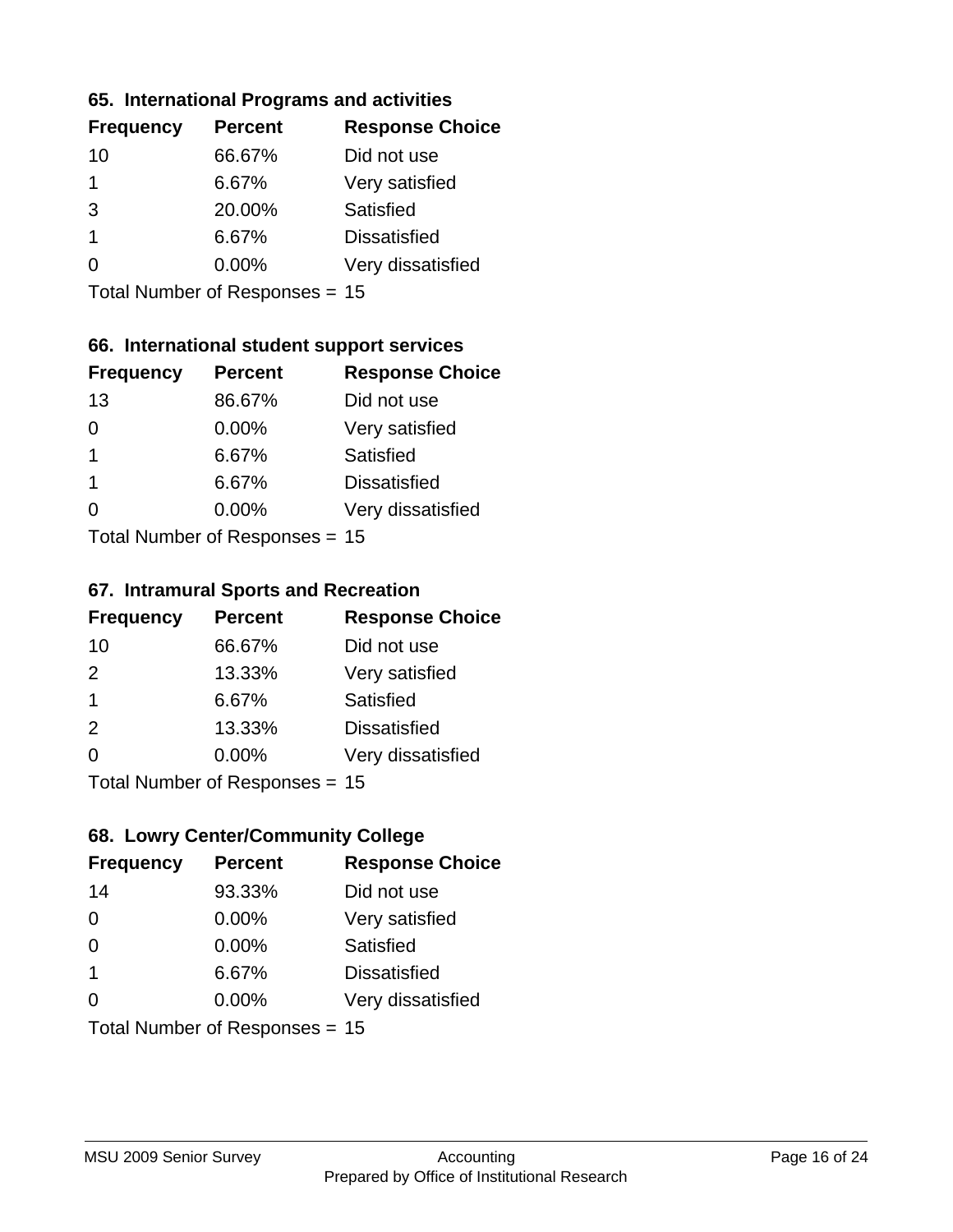### 65. International Programs and activities

| Frequency | Percent | Response Choice |
|---|---|---|
| 10 | 66.67% | Did not use |
| 1 | 6.67% | Very satisfied |
| 3 | 20.00% | Satisfied |
| 1 | 6.67% | Dissatisfied |
| 0 | 0.00% | Very dissatisfied |

Total Number of Responses = 15

### 66. International student support services

| Frequency | Percent | Response Choice |
|---|---|---|
| 13 | 86.67% | Did not use |
| 0 | 0.00% | Very satisfied |
| 1 | 6.67% | Satisfied |
| 1 | 6.67% | Dissatisfied |
| 0 | 0.00% | Very dissatisfied |

Total Number of Responses = 15

### 67. Intramural Sports and Recreation

| Frequency | Percent | Response Choice |
|---|---|---|
| 10 | 66.67% | Did not use |
| 2 | 13.33% | Very satisfied |
| 1 | 6.67% | Satisfied |
| 2 | 13.33% | Dissatisfied |
| 0 | 0.00% | Very dissatisfied |

Total Number of Responses = 15

### 68. Lowry Center/Community College

| Frequency | Percent | Response Choice |
|---|---|---|
| 14 | 93.33% | Did not use |
| 0 | 0.00% | Very satisfied |
| 0 | 0.00% | Satisfied |
| 1 | 6.67% | Dissatisfied |
| 0 | 0.00% | Very dissatisfied |

Total Number of Responses = 15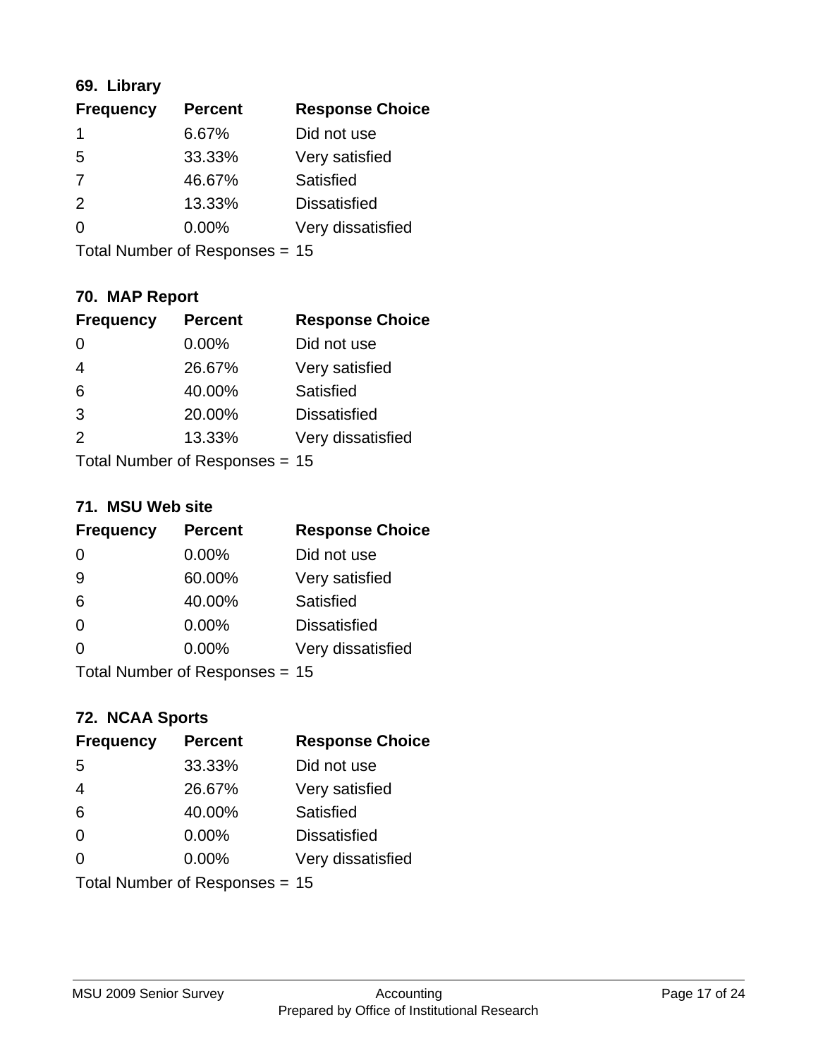### 69. Library

| Frequency | Percent | Response Choice |
| --- | --- | --- |
| 1 | 6.67% | Did not use |
| 5 | 33.33% | Very satisfied |
| 7 | 46.67% | Satisfied |
| 2 | 13.33% | Dissatisfied |
| 0 | 0.00% | Very dissatisfied |

Total Number of Responses = 15

### 70. MAP Report

| Frequency | Percent | Response Choice |
| --- | --- | --- |
| 0 | 0.00% | Did not use |
| 4 | 26.67% | Very satisfied |
| 6 | 40.00% | Satisfied |
| 3 | 20.00% | Dissatisfied |
| 2 | 13.33% | Very dissatisfied |

Total Number of Responses = 15

### 71. MSU Web site

| Frequency | Percent | Response Choice |
| --- | --- | --- |
| 0 | 0.00% | Did not use |
| 9 | 60.00% | Very satisfied |
| 6 | 40.00% | Satisfied |
| 0 | 0.00% | Dissatisfied |
| 0 | 0.00% | Very dissatisfied |

Total Number of Responses = 15

### 72. NCAA Sports

| Frequency | Percent | Response Choice |
| --- | --- | --- |
| 5 | 33.33% | Did not use |
| 4 | 26.67% | Very satisfied |
| 6 | 40.00% | Satisfied |
| 0 | 0.00% | Dissatisfied |
| 0 | 0.00% | Very dissatisfied |

Total Number of Responses = 15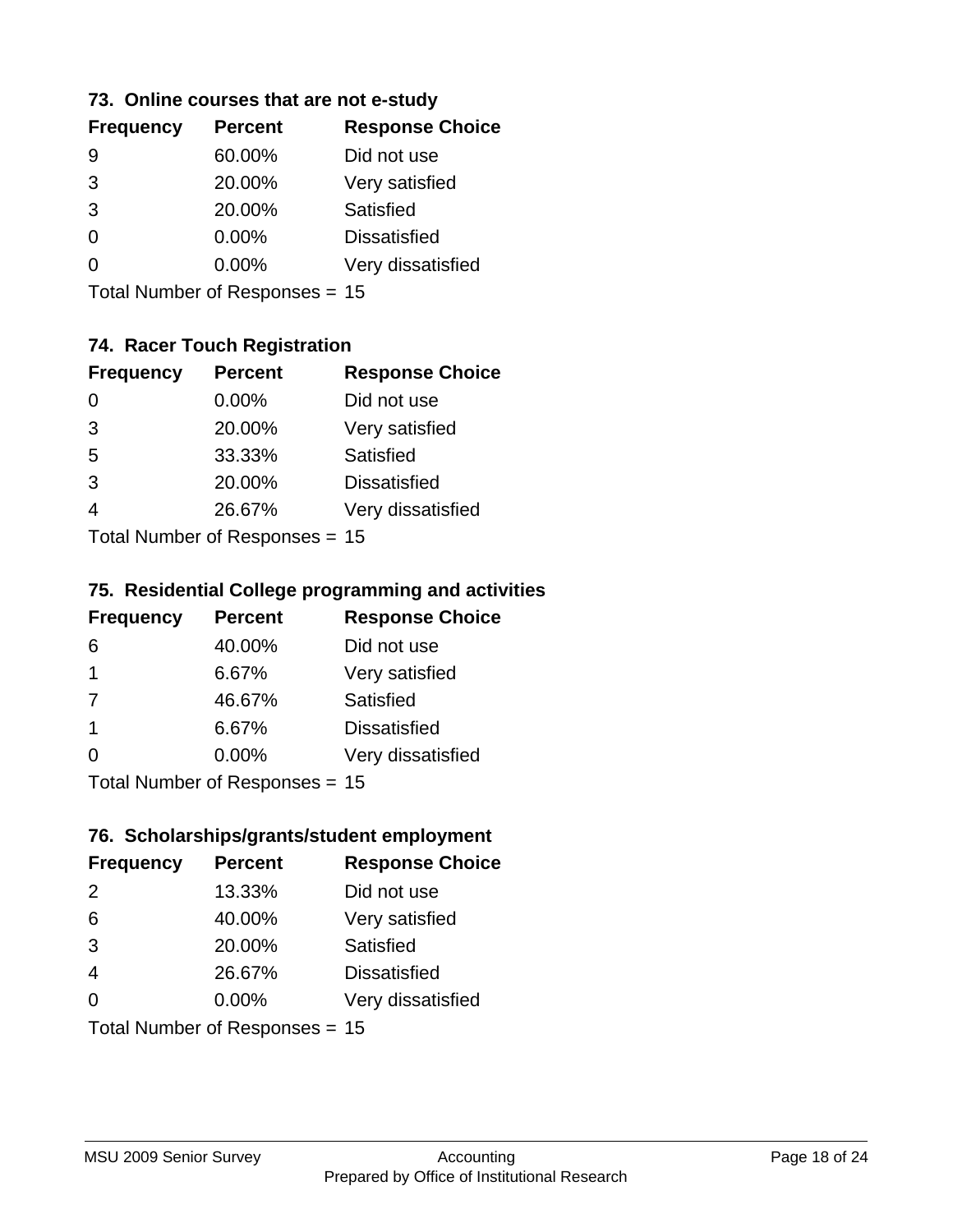### 73. Online courses that are not e-study

| Frequency | Percent | Response Choice |
|---|---|---|
| 9 | 60.00% | Did not use |
| 3 | 20.00% | Very satisfied |
| 3 | 20.00% | Satisfied |
| 0 | 0.00% | Dissatisfied |
| 0 | 0.00% | Very dissatisfied |

Total Number of Responses = 15

### 74. Racer Touch Registration

| Frequency | Percent | Response Choice |
|---|---|---|
| 0 | 0.00% | Did not use |
| 3 | 20.00% | Very satisfied |
| 5 | 33.33% | Satisfied |
| 3 | 20.00% | Dissatisfied |
| 4 | 26.67% | Very dissatisfied |

Total Number of Responses = 15

### 75. Residential College programming and activities

| Frequency | Percent | Response Choice |
|---|---|---|
| 6 | 40.00% | Did not use |
| 1 | 6.67% | Very satisfied |
| 7 | 46.67% | Satisfied |
| 1 | 6.67% | Dissatisfied |
| 0 | 0.00% | Very dissatisfied |

Total Number of Responses = 15

### 76. Scholarships/grants/student employment

| Frequency | Percent | Response Choice |
|---|---|---|
| 2 | 13.33% | Did not use |
| 6 | 40.00% | Very satisfied |
| 3 | 20.00% | Satisfied |
| 4 | 26.67% | Dissatisfied |
| 0 | 0.00% | Very dissatisfied |

Total Number of Responses = 15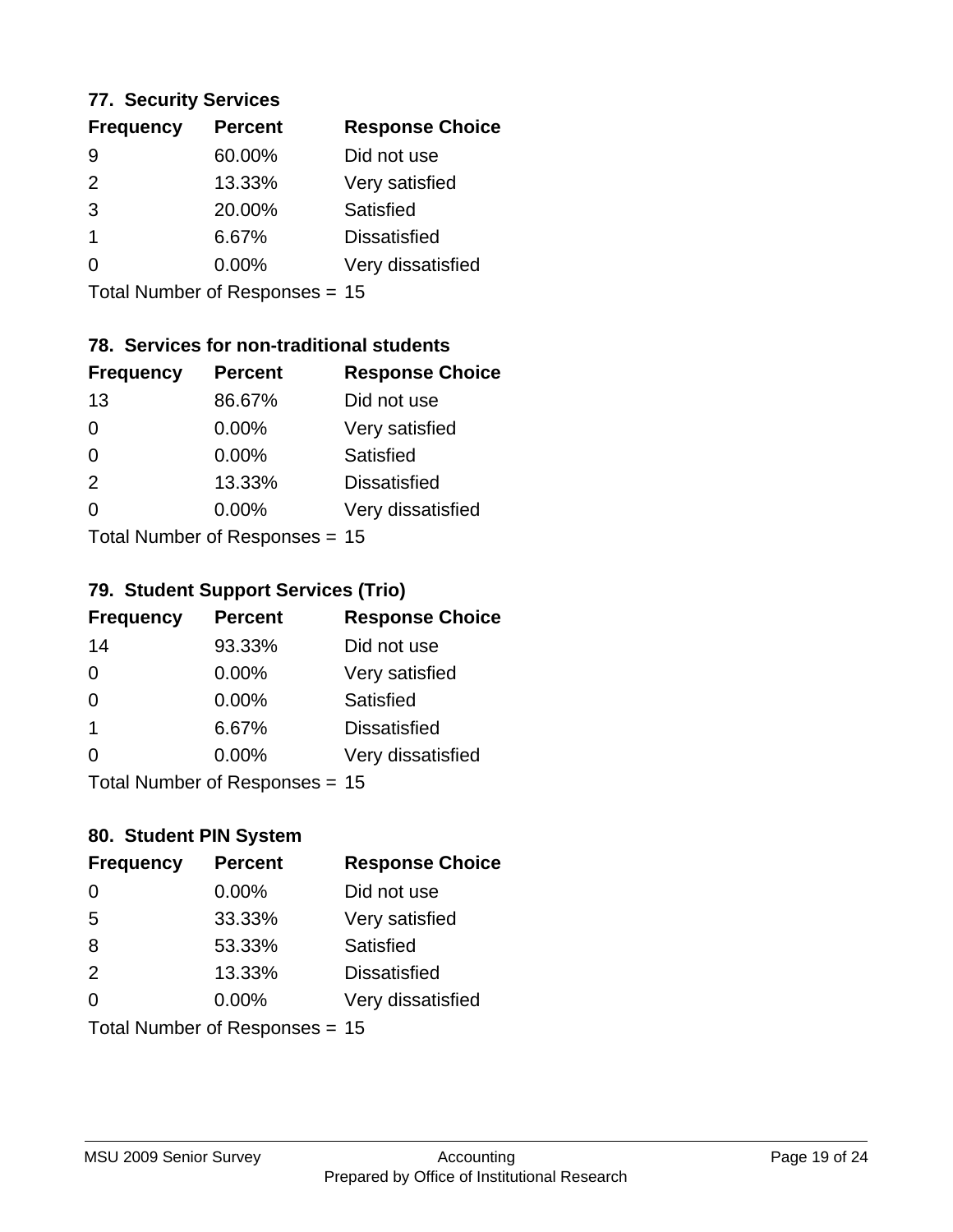### 77. Security Services

| Frequency | Percent | Response Choice |
|---|---|---|
| 9 | 60.00% | Did not use |
| 2 | 13.33% | Very satisfied |
| 3 | 20.00% | Satisfied |
| 1 | 6.67% | Dissatisfied |
| 0 | 0.00% | Very dissatisfied |

Total Number of Responses = 15

### 78. Services for non-traditional students

| Frequency | Percent | Response Choice |
|---|---|---|
| 13 | 86.67% | Did not use |
| 0 | 0.00% | Very satisfied |
| 0 | 0.00% | Satisfied |
| 2 | 13.33% | Dissatisfied |
| 0 | 0.00% | Very dissatisfied |

Total Number of Responses = 15

### 79. Student Support Services (Trio)

| Frequency | Percent | Response Choice |
|---|---|---|
| 14 | 93.33% | Did not use |
| 0 | 0.00% | Very satisfied |
| 0 | 0.00% | Satisfied |
| 1 | 6.67% | Dissatisfied |
| 0 | 0.00% | Very dissatisfied |

Total Number of Responses = 15

### 80. Student PIN System

| Frequency | Percent | Response Choice |
|---|---|---|
| 0 | 0.00% | Did not use |
| 5 | 33.33% | Very satisfied |
| 8 | 53.33% | Satisfied |
| 2 | 13.33% | Dissatisfied |
| 0 | 0.00% | Very dissatisfied |

Total Number of Responses = 15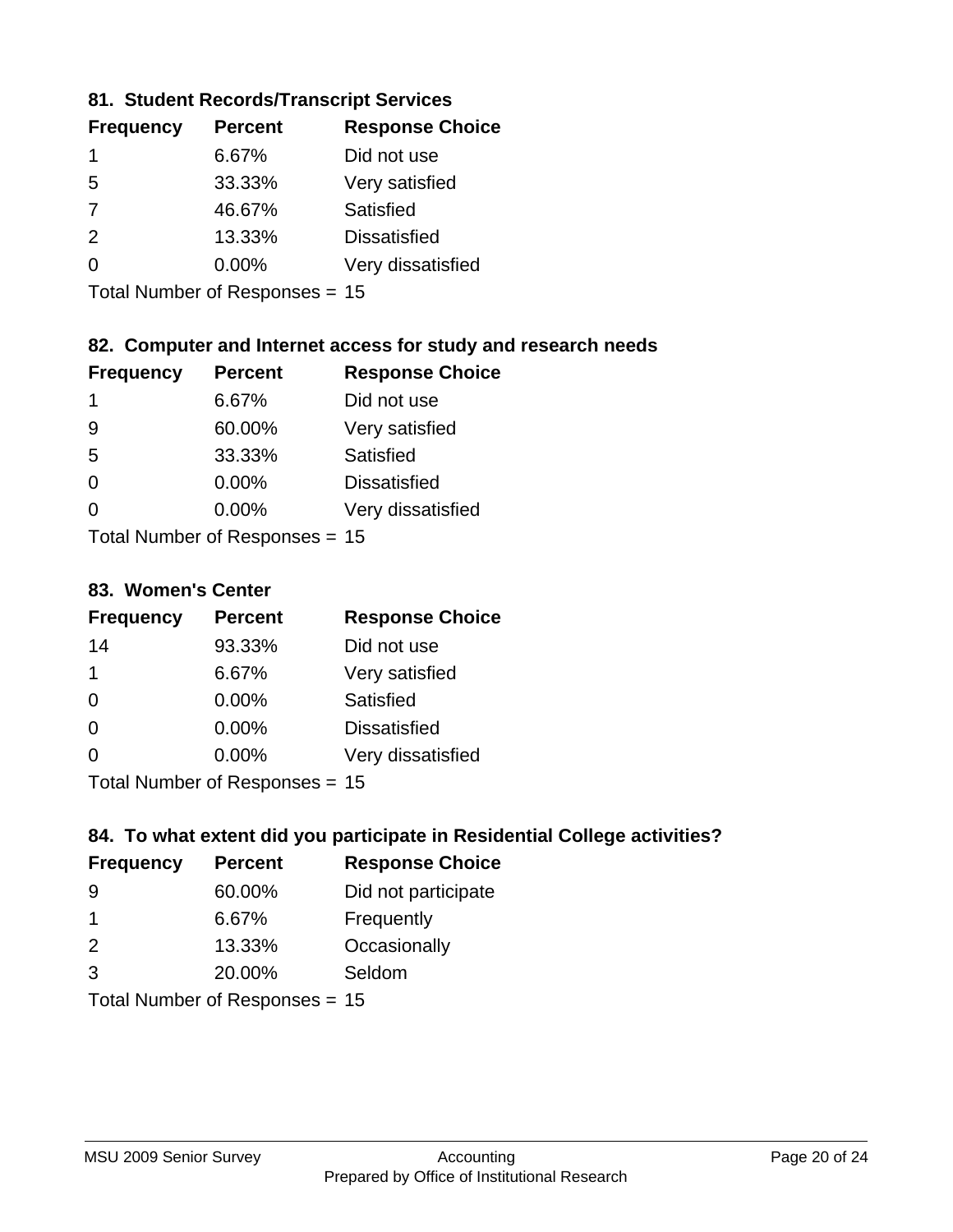### 81. Student Records/Transcript Services

| Frequency | Percent | Response Choice |
| --- | --- | --- |
| 1 | 6.67% | Did not use |
| 5 | 33.33% | Very satisfied |
| 7 | 46.67% | Satisfied |
| 2 | 13.33% | Dissatisfied |
| 0 | 0.00% | Very dissatisfied |

Total Number of Responses = 15

### 82. Computer and Internet access for study and research needs

| Frequency | Percent | Response Choice |
| --- | --- | --- |
| 1 | 6.67% | Did not use |
| 9 | 60.00% | Very satisfied |
| 5 | 33.33% | Satisfied |
| 0 | 0.00% | Dissatisfied |
| 0 | 0.00% | Very dissatisfied |

Total Number of Responses = 15

### 83. Women's Center

| Frequency | Percent | Response Choice |
| --- | --- | --- |
| 14 | 93.33% | Did not use |
| 1 | 6.67% | Very satisfied |
| 0 | 0.00% | Satisfied |
| 0 | 0.00% | Dissatisfied |
| 0 | 0.00% | Very dissatisfied |

Total Number of Responses = 15

### 84. To what extent did you participate in Residential College activities?

| Frequency | Percent | Response Choice |
| --- | --- | --- |
| 9 | 60.00% | Did not participate |
| 1 | 6.67% | Frequently |
| 2 | 13.33% | Occasionally |
| 3 | 20.00% | Seldom |

Total Number of Responses = 15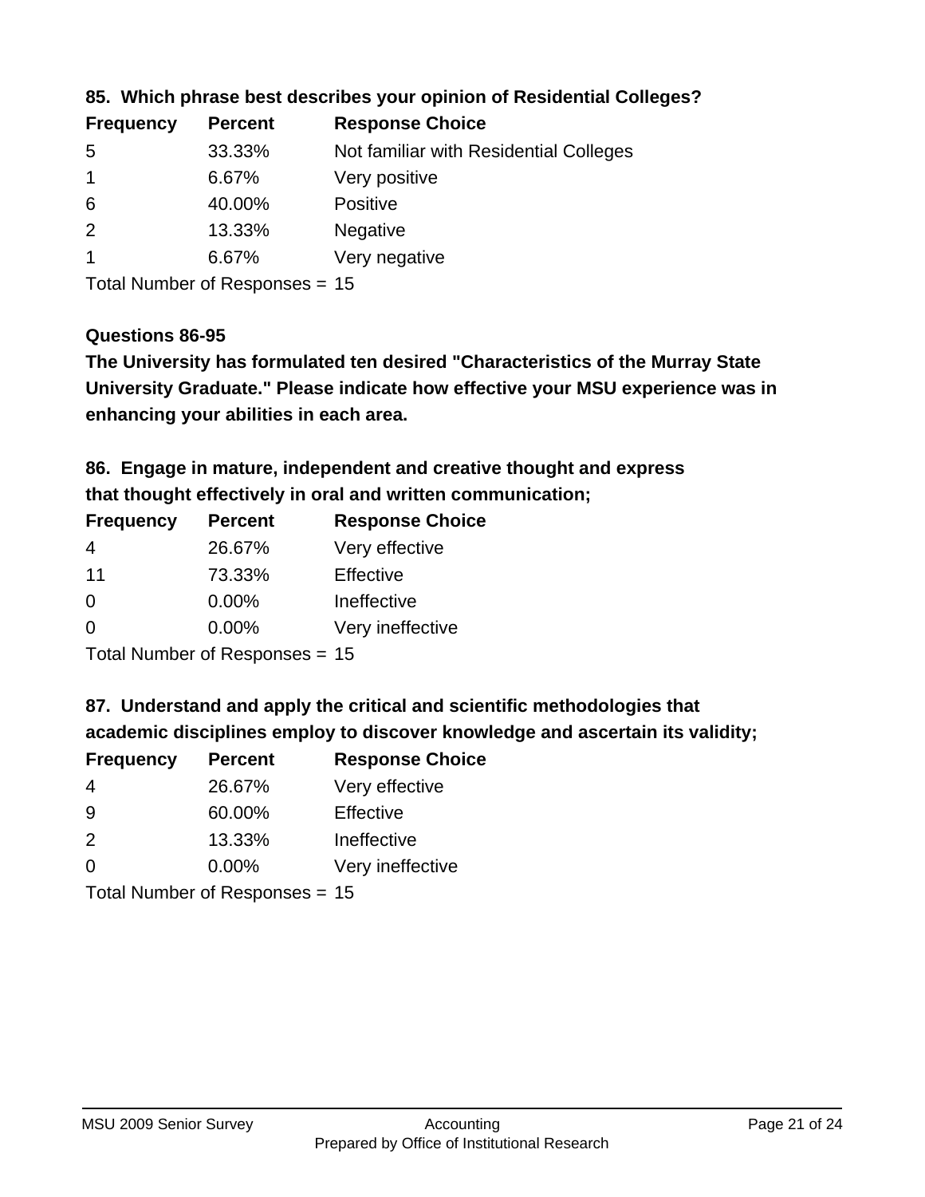**85. Which phrase best describes your opinion of Residential Colleges?**

| Frequency | Percent | Response Choice |
|---|---|---|
| 5 | 33.33% | Not familiar with Residential Colleges |
| 1 | 6.67% | Very positive |
| 6 | 40.00% | Positive |
| 2 | 13.33% | Negative |
| 1 | 6.67% | Very negative |

Total Number of Responses = 15

**Questions 86-95**

**The University has formulated ten desired "Characteristics of the Murray State University Graduate." Please indicate how effective your MSU experience was in enhancing your abilities in each area.**

**86. Engage in mature, independent and creative thought and express that thought effectively in oral and written communication;**

| Frequency | Percent | Response Choice |
|---|---|---|
| 4 | 26.67% | Very effective |
| 11 | 73.33% | Effective |
| 0 | 0.00% | Ineffective |
| 0 | 0.00% | Very ineffective |

Total Number of Responses = 15

**87. Understand and apply the critical and scientific methodologies that academic disciplines employ to discover knowledge and ascertain its validity;**

| Frequency | Percent | Response Choice |
|---|---|---|
| 4 | 26.67% | Very effective |
| 9 | 60.00% | Effective |
| 2 | 13.33% | Ineffective |
| 0 | 0.00% | Very ineffective |

Total Number of Responses = 15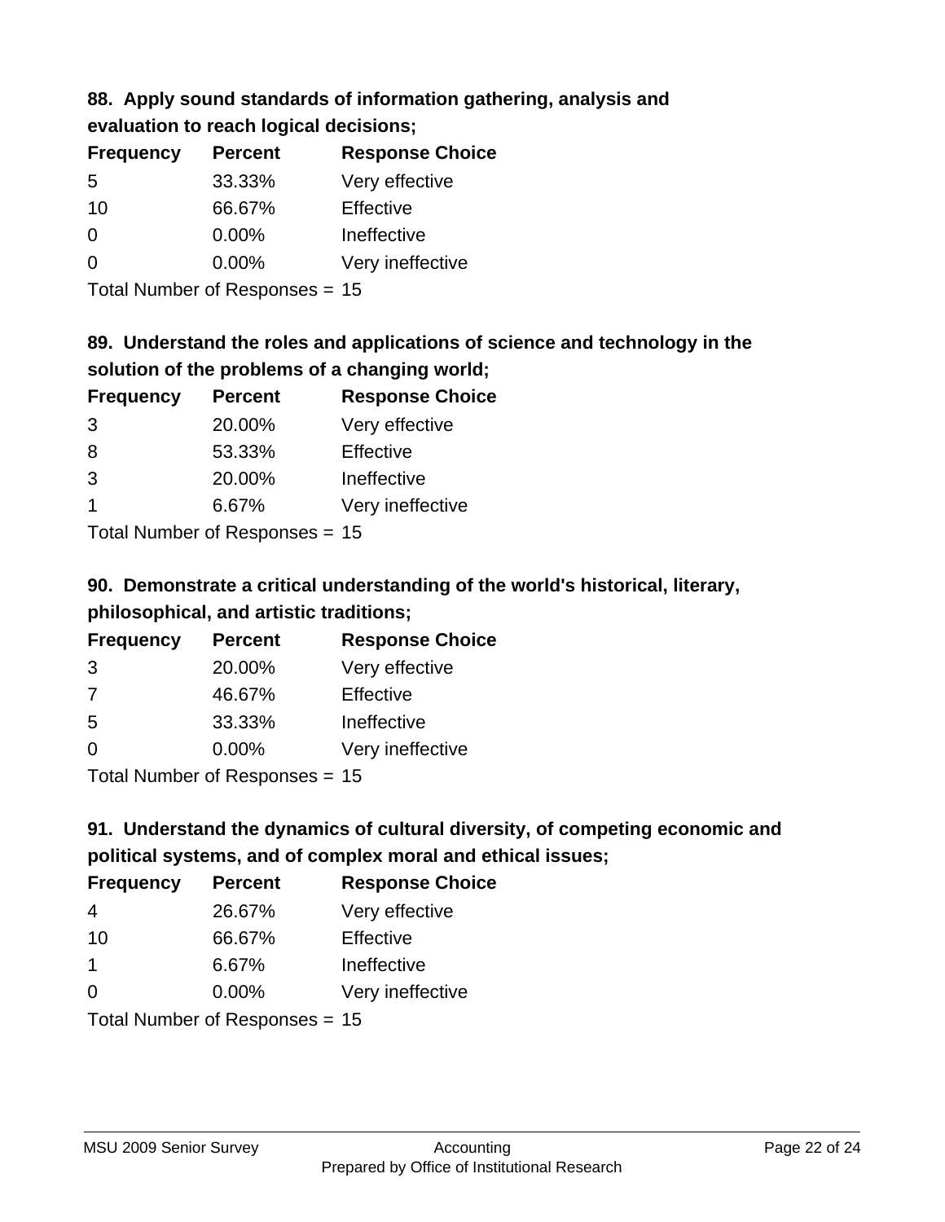### 88. Apply sound standards of information gathering, analysis and evaluation to reach logical decisions;

| Frequency | Percent | Response Choice |
| --- | --- | --- |
| 5 | 33.33% | Very effective |
| 10 | 66.67% | Effective |
| 0 | 0.00% | Ineffective |
| 0 | 0.00% | Very ineffective |

Total Number of Responses = 15

### 89. Understand the roles and applications of science and technology in the solution of the problems of a changing world;

| Frequency | Percent | Response Choice |
| --- | --- | --- |
| 3 | 20.00% | Very effective |
| 8 | 53.33% | Effective |
| 3 | 20.00% | Ineffective |
| 1 | 6.67% | Very ineffective |

Total Number of Responses = 15

### 90. Demonstrate a critical understanding of the world's historical, literary, philosophical, and artistic traditions;

| Frequency | Percent | Response Choice |
| --- | --- | --- |
| 3 | 20.00% | Very effective |
| 7 | 46.67% | Effective |
| 5 | 33.33% | Ineffective |
| 0 | 0.00% | Very ineffective |

Total Number of Responses = 15

### 91. Understand the dynamics of cultural diversity, of competing economic and political systems, and of complex moral and ethical issues;

| Frequency | Percent | Response Choice |
| --- | --- | --- |
| 4 | 26.67% | Very effective |
| 10 | 66.67% | Effective |
| 1 | 6.67% | Ineffective |
| 0 | 0.00% | Very ineffective |

Total Number of Responses = 15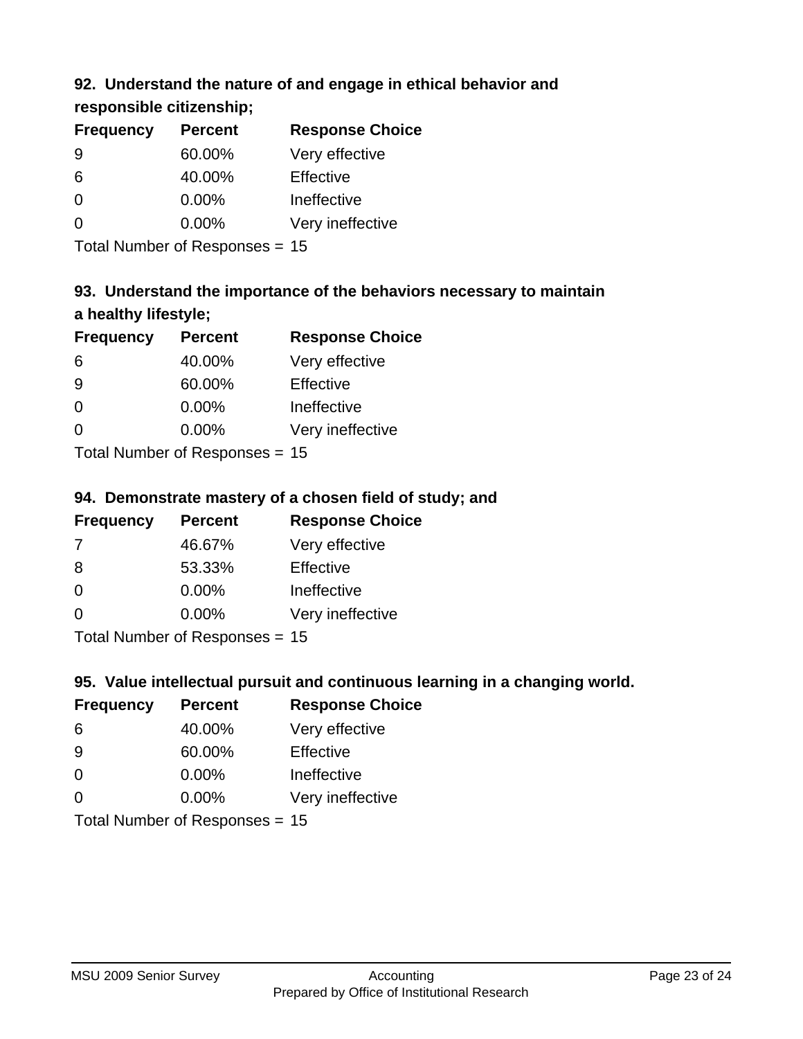### 92. Understand the nature of and engage in ethical behavior and responsible citizenship;

| Frequency | Percent | Response Choice |
|---|---|---|
| 9 | 60.00% | Very effective |
| 6 | 40.00% | Effective |
| 0 | 0.00% | Ineffective |
| 0 | 0.00% | Very ineffective |

Total Number of Responses = 15

### 93. Understand the importance of the behaviors necessary to maintain a healthy lifestyle;

| Frequency | Percent | Response Choice |
|---|---|---|
| 6 | 40.00% | Very effective |
| 9 | 60.00% | Effective |
| 0 | 0.00% | Ineffective |
| 0 | 0.00% | Very ineffective |

Total Number of Responses = 15

### 94. Demonstrate mastery of a chosen field of study; and

| Frequency | Percent | Response Choice |
|---|---|---|
| 7 | 46.67% | Very effective |
| 8 | 53.33% | Effective |
| 0 | 0.00% | Ineffective |
| 0 | 0.00% | Very ineffective |

Total Number of Responses = 15

### 95. Value intellectual pursuit and continuous learning in a changing world.

| Frequency | Percent | Response Choice |
|---|---|---|
| 6 | 40.00% | Very effective |
| 9 | 60.00% | Effective |
| 0 | 0.00% | Ineffective |
| 0 | 0.00% | Very ineffective |

Total Number of Responses = 15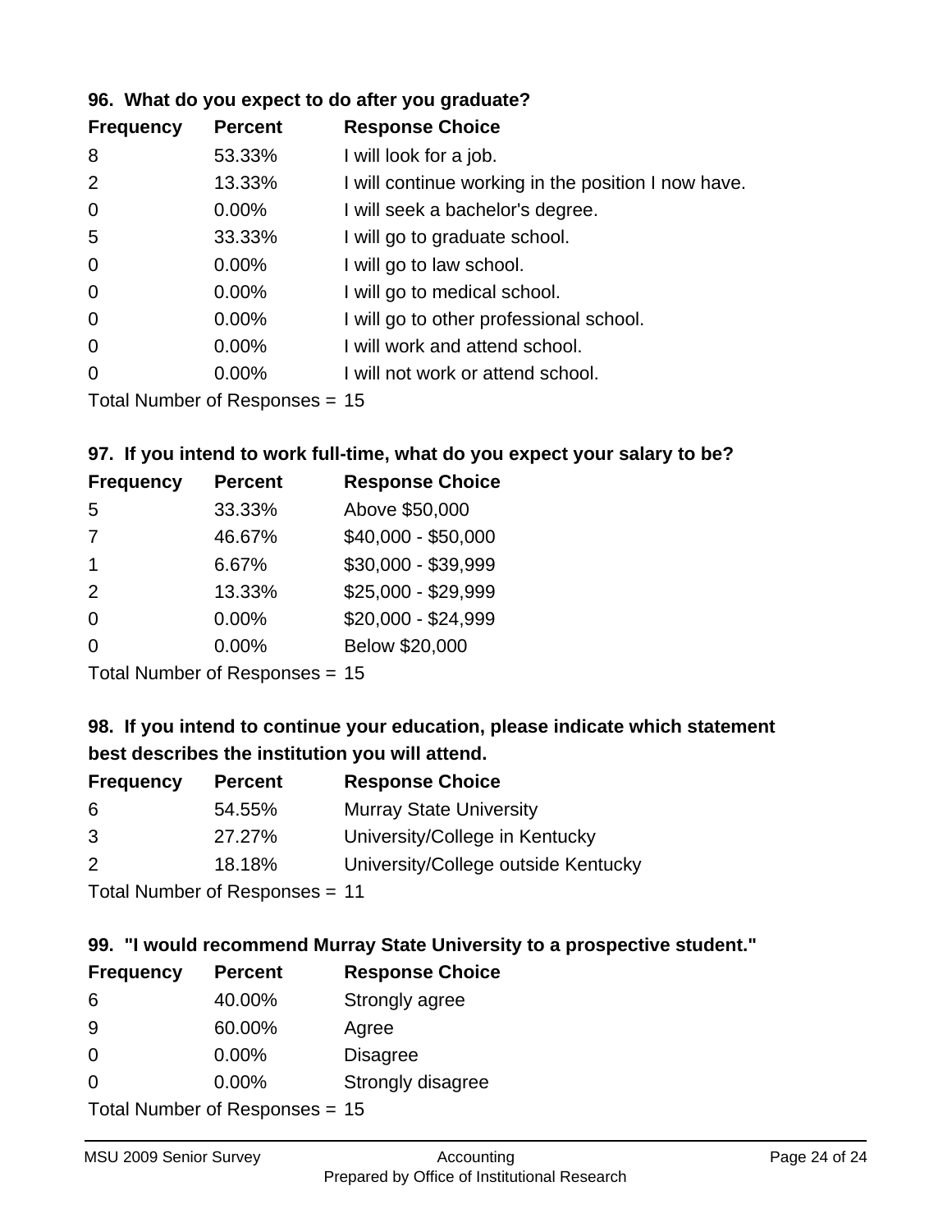### 96. What do you expect to do after you graduate?

| Frequency | Percent | Response Choice |
|---|---|---|
| 8 | 53.33% | I will look for a job. |
| 2 | 13.33% | I will continue working in the position I now have. |
| 0 | 0.00% | I will seek a bachelor's degree. |
| 5 | 33.33% | I will go to graduate school. |
| 0 | 0.00% | I will go to law school. |
| 0 | 0.00% | I will go to medical school. |
| 0 | 0.00% | I will go to other professional school. |
| 0 | 0.00% | I will work and attend school. |
| 0 | 0.00% | I will not work or attend school. |

Total Number of Responses = 15

### 97. If you intend to work full-time, what do you expect your salary to be?

| Frequency | Percent | Response Choice |
|---|---|---|
| 5 | 33.33% | Above $50,000 |
| 7 | 46.67% | $40,000 - $50,000 |
| 1 | 6.67% | $30,000 - $39,999 |
| 2 | 13.33% | $25,000 - $29,999 |
| 0 | 0.00% | $20,000 - $24,999 |
| 0 | 0.00% | Below $20,000 |

Total Number of Responses = 15

### 98. If you intend to continue your education, please indicate which statement best describes the institution you will attend.

| Frequency | Percent | Response Choice |
|---|---|---|
| 6 | 54.55% | Murray State University |
| 3 | 27.27% | University/College in Kentucky |
| 2 | 18.18% | University/College outside Kentucky |

Total Number of Responses = 11

### 99. "I would recommend Murray State University to a prospective student."

| Frequency | Percent | Response Choice |
|---|---|---|
| 6 | 40.00% | Strongly agree |
| 9 | 60.00% | Agree |
| 0 | 0.00% | Disagree |
| 0 | 0.00% | Strongly disagree |

Total Number of Responses = 15